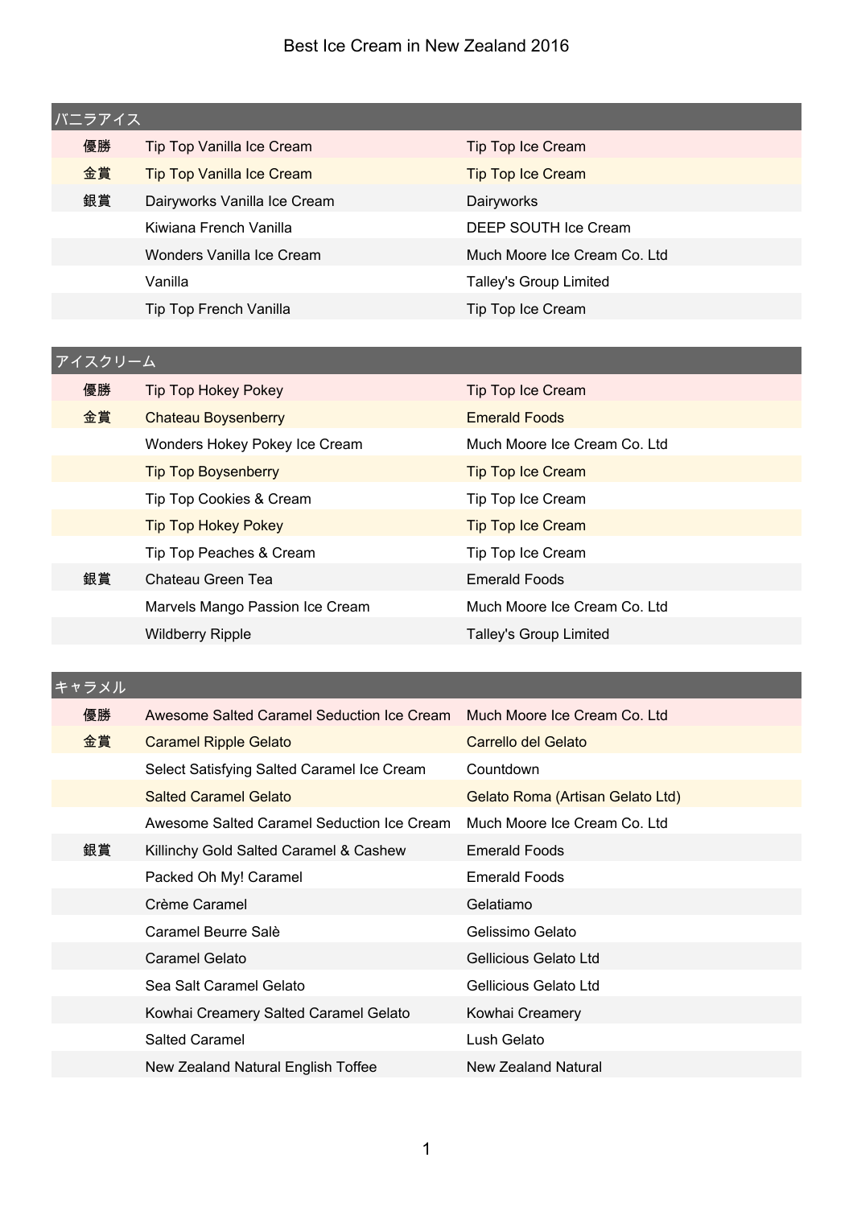# Best Ice Cream in New Zealand 2016

| バニラアイス | | |
|---|---|---|
| 優勝 | Tip Top Vanilla Ice Cream | Tip Top Ice Cream |
| 金賞 | Tip Top Vanilla Ice Cream | Tip Top Ice Cream |
| 銀賞 | Dairyworks Vanilla Ice Cream | Dairyworks |
| | Kiwiana French Vanilla | DEEP SOUTH Ice Cream |
| | Wonders Vanilla Ice Cream | Much Moore Ice Cream Co. Ltd |
| | Vanilla | Talley's Group Limited |
| | Tip Top French Vanilla | Tip Top Ice Cream |

| アイスクリーム | | |
|---|---|---|
| 優勝 | Tip Top Hokey Pokey | Tip Top Ice Cream |
| 金賞 | Chateau Boysenberry | Emerald Foods |
| | Wonders Hokey Pokey Ice Cream | Much Moore Ice Cream Co. Ltd |
| | Tip Top Boysenberry | Tip Top Ice Cream |
| | Tip Top Cookies & Cream | Tip Top Ice Cream |
| | Tip Top Hokey Pokey | Tip Top Ice Cream |
| | Tip Top Peaches & Cream | Tip Top Ice Cream |
| 銀賞 | Chateau Green Tea | Emerald Foods |
| | Marvels Mango Passion Ice Cream | Much Moore Ice Cream Co. Ltd |
| | Wildberry Ripple | Talley's Group Limited |

| キャラメル | | |
|---|---|---|
| 優勝 | Awesome Salted Caramel Seduction Ice Cream | Much Moore Ice Cream Co. Ltd |
| 金賞 | Caramel Ripple Gelato | Carrello del Gelato |
| | Select Satisfying Salted Caramel Ice Cream | Countdown |
| | Salted Caramel Gelato | Gelato Roma (Artisan Gelato Ltd) |
| | Awesome Salted Caramel Seduction Ice Cream | Much Moore Ice Cream Co. Ltd |
| 銀賞 | Killinchy Gold Salted Caramel & Cashew | Emerald Foods |
| | Packed Oh My! Caramel | Emerald Foods |
| | Crème Caramel | Gelatiamo |
| | Caramel Beurre Salè | Gelissimo Gelato |
| | Caramel Gelato | Gellicious Gelato Ltd |
| | Sea Salt Caramel Gelato | Gellicious Gelato Ltd |
| | Kowhai Creamery Salted Caramel Gelato | Kowhai Creamery |
| | Salted Caramel | Lush Gelato |
| | New Zealand Natural English Toffee | New Zealand Natural |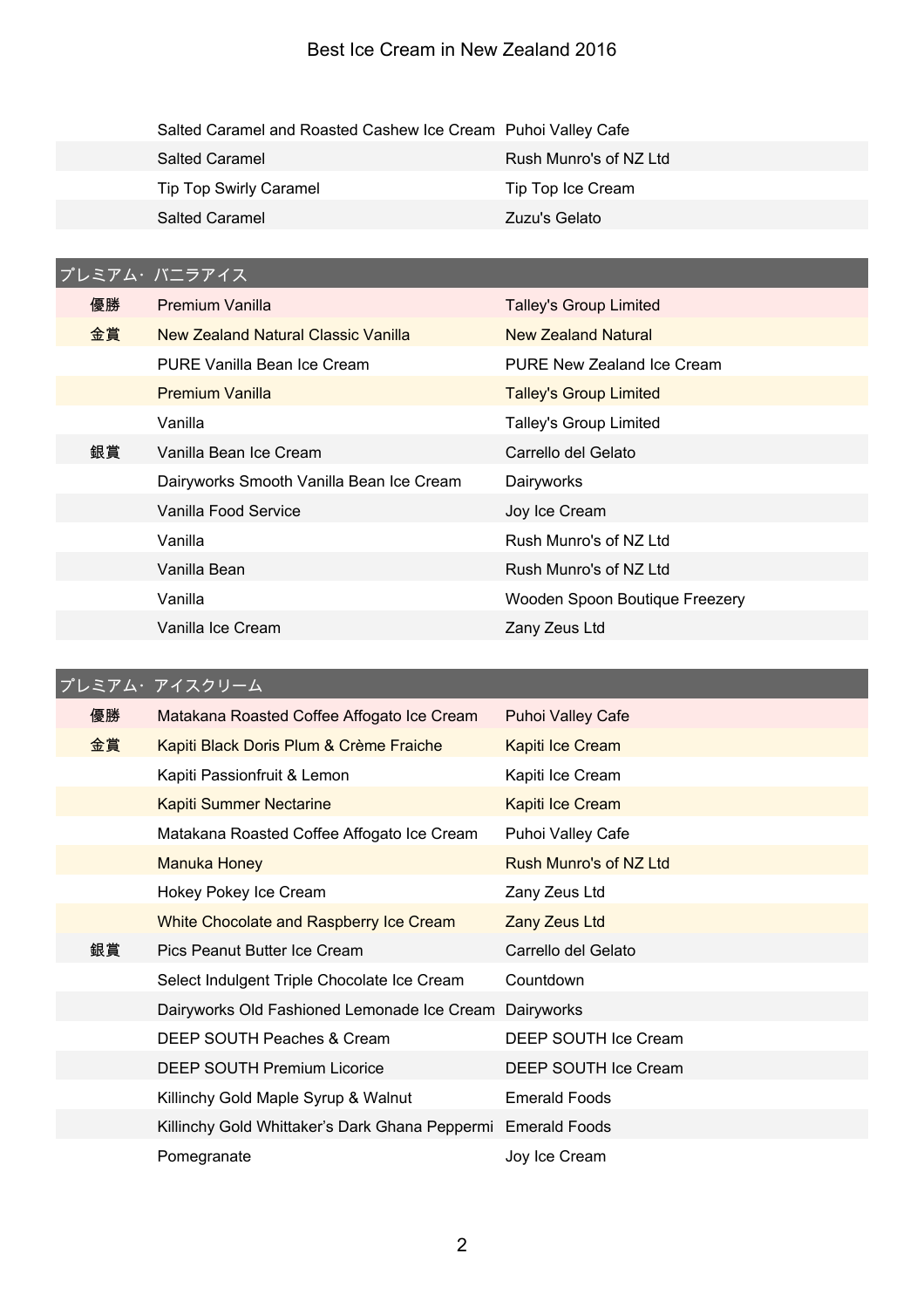| | | |
|---|---|---|
| | Salted Caramel and Roasted Cashew Ice Cream | Puhoi Valley Cafe |
| | Salted Caramel | Rush Munro's of NZ Ltd |
| | Tip Top Swirly Caramel | Tip Top Ice Cream |
| | Salted Caramel | Zuzu's Gelato |

| プレミアム・バニラアイス | | |
|---|---|---|
| 優勝 | Premium Vanilla | Talley's Group Limited |
| 金賞 | New Zealand Natural Classic Vanilla | New Zealand Natural |
| | PURE Vanilla Bean Ice Cream | PURE New Zealand Ice Cream |
| | Premium Vanilla | Talley's Group Limited |
| | Vanilla | Talley's Group Limited |
| 銀賞 | Vanilla Bean Ice Cream | Carrello del Gelato |
| | Dairyworks Smooth Vanilla Bean Ice Cream | Dairyworks |
| | Vanilla Food Service | Joy Ice Cream |
| | Vanilla | Rush Munro's of NZ Ltd |
| | Vanilla Bean | Rush Munro's of NZ Ltd |
| | Vanilla | Wooden Spoon Boutique Freezery |
| | Vanilla Ice Cream | Zany Zeus Ltd |

| プレミアム・アイスクリーム | | |
|---|---|---|
| 優勝 | Matakana Roasted Coffee Affogato Ice Cream | Puhoi Valley Cafe |
| 金賞 | Kapiti Black Doris Plum & Crème Fraiche | Kapiti Ice Cream |
| | Kapiti Passionfruit & Lemon | Kapiti Ice Cream |
| | Kapiti Summer Nectarine | Kapiti Ice Cream |
| | Matakana Roasted Coffee Affogato Ice Cream | Puhoi Valley Cafe |
| | Manuka Honey | Rush Munro's of NZ Ltd |
| | Hokey Pokey Ice Cream | Zany Zeus Ltd |
| | White Chocolate and Raspberry Ice Cream | Zany Zeus Ltd |
| 銀賞 | Pics Peanut Butter Ice Cream | Carrello del Gelato |
| | Select Indulgent Triple Chocolate Ice Cream | Countdown |
| | Dairyworks Old Fashioned Lemonade Ice Cream | Dairyworks |
| | DEEP SOUTH Peaches & Cream | DEEP SOUTH Ice Cream |
| | DEEP SOUTH Premium Licorice | DEEP SOUTH Ice Cream |
| | Killinchy Gold Maple Syrup & Walnut | Emerald Foods |
| | Killinchy Gold Whittaker's Dark Ghana Peppermi | Emerald Foods |
| | Pomegranate | Joy Ice Cream |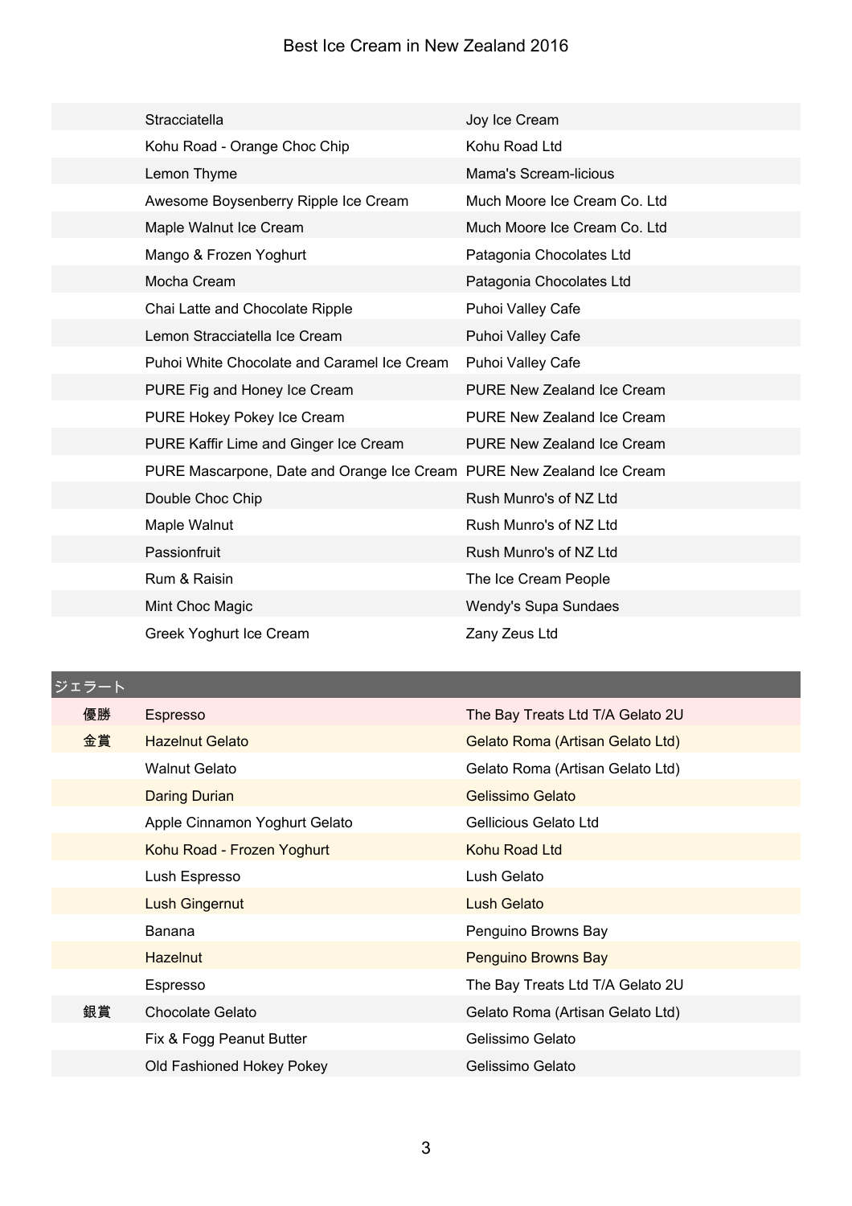# Best Ice Cream in New Zealand 2016

| | | |
|---|---|---|
| | Stracciatella | Joy Ice Cream |
| | Kohu Road - Orange Choc Chip | Kohu Road Ltd |
| | Lemon Thyme | Mama's Scream-licious |
| | Awesome Boysenberry Ripple Ice Cream | Much Moore Ice Cream Co. Ltd |
| | Maple Walnut Ice Cream | Much Moore Ice Cream Co. Ltd |
| | Mango & Frozen Yoghurt | Patagonia Chocolates Ltd |
| | Mocha Cream | Patagonia Chocolates Ltd |
| | Chai Latte and Chocolate Ripple | Puhoi Valley Cafe |
| | Lemon Stracciatella Ice Cream | Puhoi Valley Cafe |
| | Puhoi White Chocolate and Caramel Ice Cream | Puhoi Valley Cafe |
| | PURE Fig and Honey Ice Cream | PURE New Zealand Ice Cream |
| | PURE Hokey Pokey Ice Cream | PURE New Zealand Ice Cream |
| | PURE Kaffir Lime and Ginger Ice Cream | PURE New Zealand Ice Cream |
| | PURE Mascarpone, Date and Orange Ice Cream | PURE New Zealand Ice Cream |
| | Double Choc Chip | Rush Munro's of NZ Ltd |
| | Maple Walnut | Rush Munro's of NZ Ltd |
| | Passionfruit | Rush Munro's of NZ Ltd |
| | Rum & Raisin | The Ice Cream People |
| | Mint Choc Magic | Wendy's Supa Sundaes |
| | Greek Yoghurt Ice Cream | Zany Zeus Ltd |

| ジェラート | | |
|---|---|---|
| 優勝 | Espresso | The Bay Treats Ltd T/A Gelato 2U |
| 金賞 | Hazelnut Gelato | Gelato Roma (Artisan Gelato Ltd) |
| | Walnut Gelato | Gelato Roma (Artisan Gelato Ltd) |
| | Daring Durian | Gelissimo Gelato |
| | Apple Cinnamon Yoghurt Gelato | Gellicious Gelato Ltd |
| | Kohu Road - Frozen Yoghurt | Kohu Road Ltd |
| | Lush Espresso | Lush Gelato |
| | Lush Gingernut | Lush Gelato |
| | Banana | Penguino Browns Bay |
| | Hazelnut | Penguino Browns Bay |
| | Espresso | The Bay Treats Ltd T/A Gelato 2U |
| 銀賞 | Chocolate Gelato | Gelato Roma (Artisan Gelato Ltd) |
| | Fix & Fogg Peanut Butter | Gelissimo Gelato |
| | Old Fashioned Hokey Pokey | Gelissimo Gelato |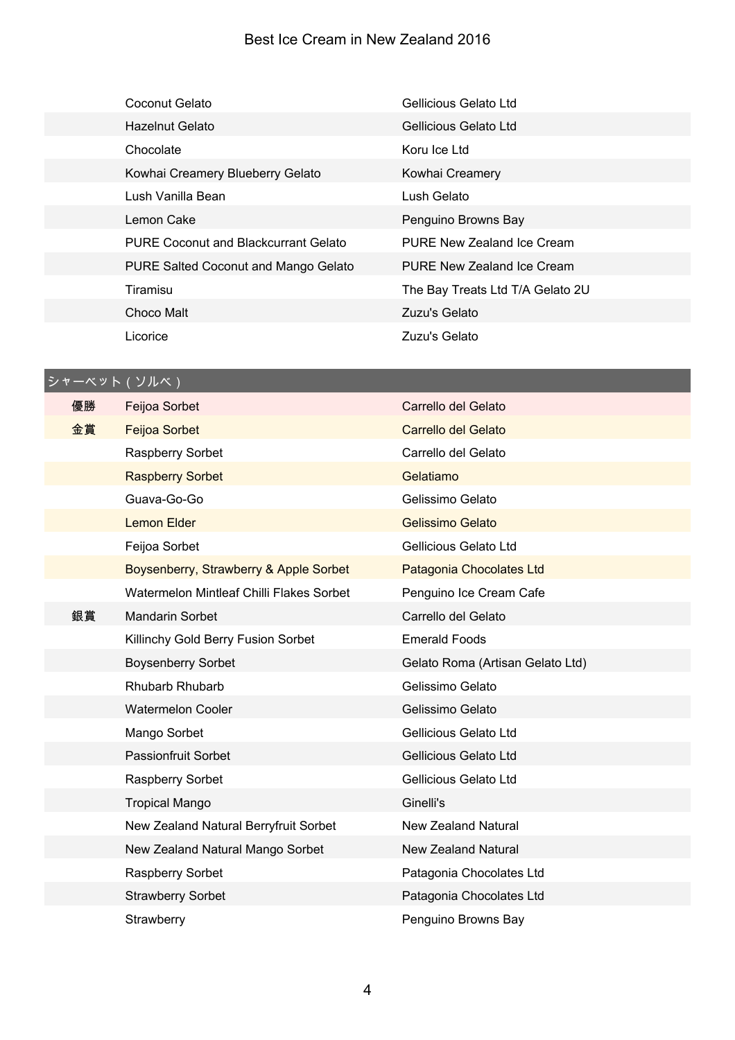| | | |
|---|---|---|
| | Coconut Gelato | Gellicious Gelato Ltd |
| | Hazelnut Gelato | Gellicious Gelato Ltd |
| | Chocolate | Koru Ice Ltd |
| | Kowhai Creamery Blueberry Gelato | Kowhai Creamery |
| | Lush Vanilla Bean | Lush Gelato |
| | Lemon Cake | Penguino Browns Bay |
| | PURE Coconut and Blackcurrant Gelato | PURE New Zealand Ice Cream |
| | PURE Salted Coconut and Mango Gelato | PURE New Zealand Ice Cream |
| | Tiramisu | The Bay Treats Ltd T/A Gelato 2U |
| | Choco Malt | Zuzu's Gelato |
| | Licorice | Zuzu's Gelato |

| シャーベット（ソルベ） | | |
|---|---|---|
| 優勝 | Feijoa Sorbet | Carrello del Gelato |
| 金賞 | Feijoa Sorbet | Carrello del Gelato |
| | Raspberry Sorbet | Carrello del Gelato |
| | Raspberry Sorbet | Gelatiamo |
| | Guava-Go-Go | Gelissimo Gelato |
| | Lemon Elder | Gelissimo Gelato |
| | Feijoa Sorbet | Gellicious Gelato Ltd |
| | Boysenberry, Strawberry & Apple Sorbet | Patagonia Chocolates Ltd |
| | Watermelon Mintleaf Chilli Flakes Sorbet | Penguino Ice Cream Cafe |
| 銀賞 | Mandarin Sorbet | Carrello del Gelato |
| | Killinchy Gold Berry Fusion Sorbet | Emerald Foods |
| | Boysenberry Sorbet | Gelato Roma (Artisan Gelato Ltd) |
| | Rhubarb Rhubarb | Gelissimo Gelato |
| | Watermelon Cooler | Gelissimo Gelato |
| | Mango Sorbet | Gellicious Gelato Ltd |
| | Passionfruit Sorbet | Gellicious Gelato Ltd |
| | Raspberry Sorbet | Gellicious Gelato Ltd |
| | Tropical Mango | Ginelli's |
| | New Zealand Natural Berryfruit Sorbet | New Zealand Natural |
| | New Zealand Natural Mango Sorbet | New Zealand Natural |
| | Raspberry Sorbet | Patagonia Chocolates Ltd |
| | Strawberry Sorbet | Patagonia Chocolates Ltd |
| | Strawberry | Penguino Browns Bay |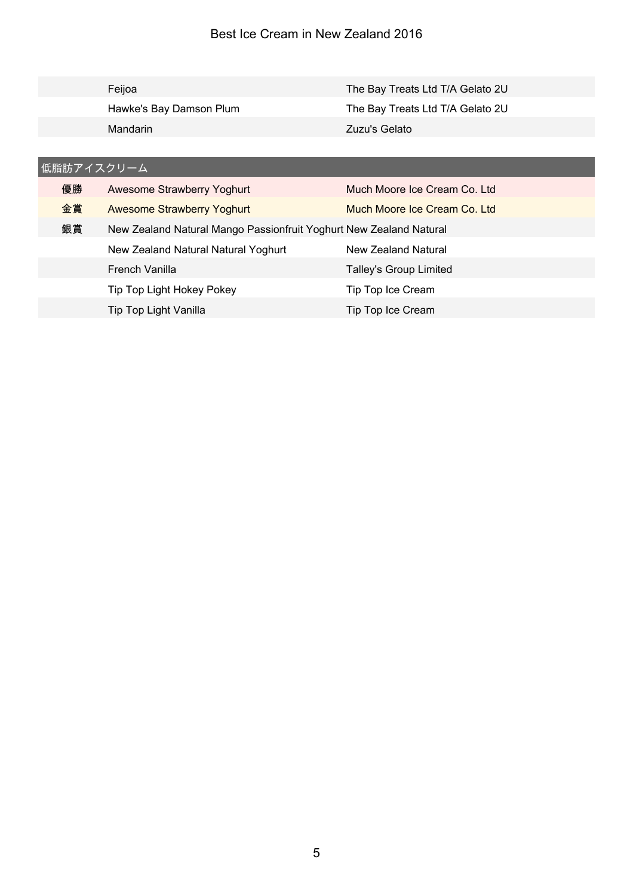| | | |
|---|---|---|
| | Feijoa | The Bay Treats Ltd T/A Gelato 2U |
| | Hawke's Bay Damson Plum | The Bay Treats Ltd T/A Gelato 2U |
| | Mandarin | Zuzu's Gelato |

| 低脂肪アイスクリーム | | |
|---|---|---|
| 優勝 | Awesome Strawberry Yoghurt | Much Moore Ice Cream Co. Ltd |
| 金賞 | Awesome Strawberry Yoghurt | Much Moore Ice Cream Co. Ltd |
| 銀賞 | New Zealand Natural Mango Passionfruit Yoghurt | New Zealand Natural |
| | New Zealand Natural Natural Yoghurt | New Zealand Natural |
| | French Vanilla | Talley's Group Limited |
| | Tip Top Light Hokey Pokey | Tip Top Ice Cream |
| | Tip Top Light Vanilla | Tip Top Ice Cream |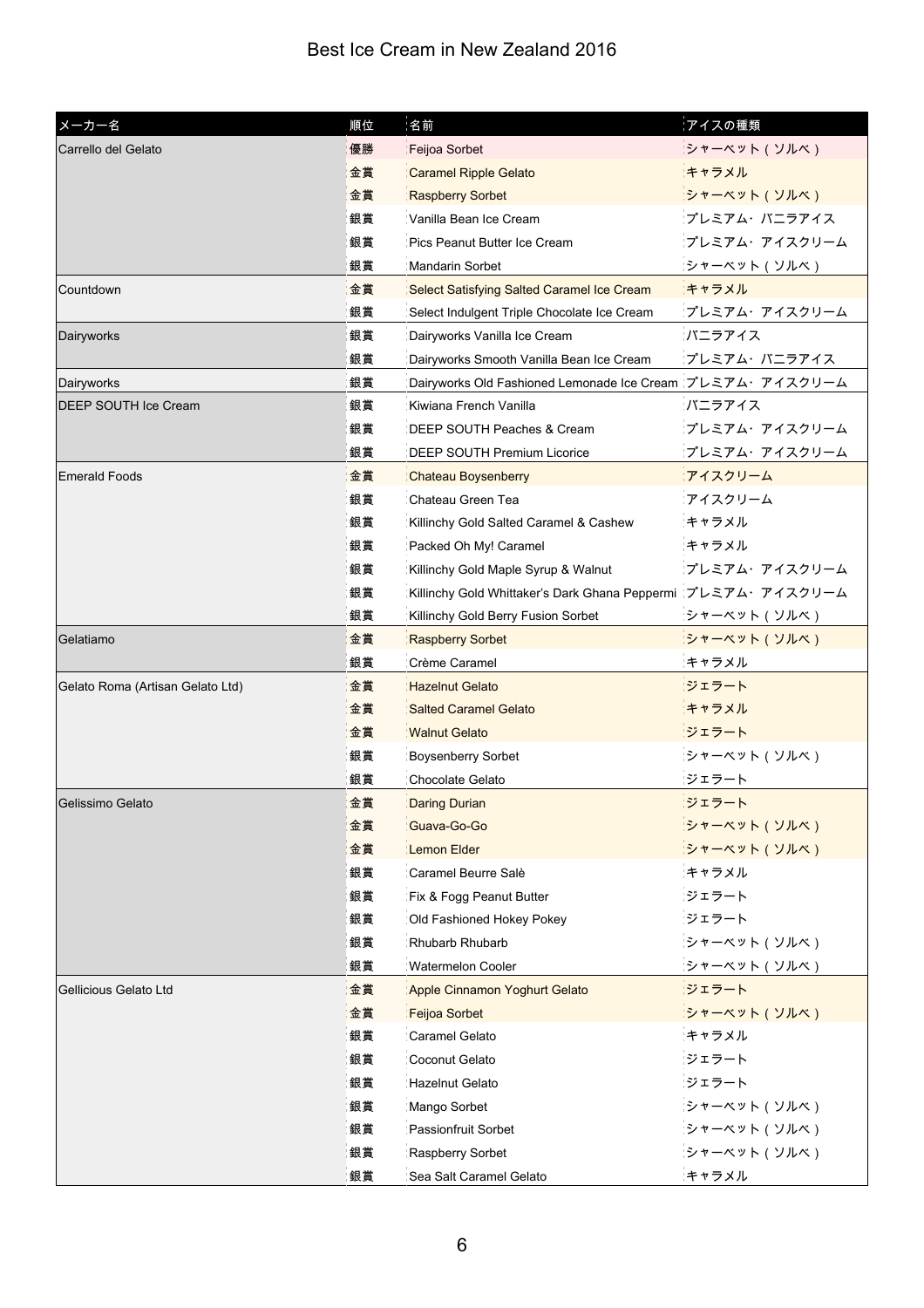# Best Ice Cream in New Zealand 2016

| メーカー名 | 順位 | 名前 | アイスの種類 |
| --- | --- | --- | --- |
| Carrello del Gelato | 優勝 | Feijoa Sorbet | シャーベット（ソルベ） |
| | 金賞 | Caramel Ripple Gelato | キャラメル |
| | 金賞 | Raspberry Sorbet | シャーベット（ソルベ） |
| | 銀賞 | Vanilla Bean Ice Cream | プレミアム・バニラアイス |
| | 銀賞 | Pics Peanut Butter Ice Cream | プレミアム・アイスクリーム |
| | 銀賞 | Mandarin Sorbet | シャーベット（ソルベ） |
| Countdown | 金賞 | Select Satisfying Salted Caramel Ice Cream | キャラメル |
| | 銀賞 | Select Indulgent Triple Chocolate Ice Cream | プレミアム・アイスクリーム |
| Dairyworks | 銀賞 | Dairyworks Vanilla Ice Cream | バニラアイス |
| | 銀賞 | Dairyworks Smooth Vanilla Bean Ice Cream | プレミアム・バニラアイス |
| Dairyworks | 銀賞 | Dairyworks Old Fashioned Lemonade Ice Cream | プレミアム・アイスクリーム |
| DEEP SOUTH Ice Cream | 銀賞 | Kiwiana French Vanilla | バニラアイス |
| | 銀賞 | DEEP SOUTH Peaches & Cream | プレミアム・アイスクリーム |
| | 銀賞 | DEEP SOUTH Premium Licorice | プレミアム・アイスクリーム |
| Emerald Foods | 金賞 | Chateau Boysenberry | アイスクリーム |
| | 銀賞 | Chateau Green Tea | アイスクリーム |
| | 銀賞 | Killinchy Gold Salted Caramel & Cashew | キャラメル |
| | 銀賞 | Packed Oh My! Caramel | キャラメル |
| | 銀賞 | Killinchy Gold Maple Syrup & Walnut | プレミアム・アイスクリーム |
| | 銀賞 | Killinchy Gold Whittaker's Dark Ghana Peppermi | プレミアム・アイスクリーム |
| | 銀賞 | Killinchy Gold Berry Fusion Sorbet | シャーベット（ソルベ） |
| Gelatiamo | 金賞 | Raspberry Sorbet | シャーベット（ソルベ） |
| | 銀賞 | Crème Caramel | キャラメル |
| Gelato Roma (Artisan Gelato Ltd) | 金賞 | Hazelnut Gelato | ジェラート |
| | 金賞 | Salted Caramel Gelato | キャラメル |
| | 金賞 | Walnut Gelato | ジェラート |
| | 銀賞 | Boysenberry Sorbet | シャーベット（ソルベ） |
| | 銀賞 | Chocolate Gelato | ジェラート |
| Gelissimo Gelato | 金賞 | Daring Durian | ジェラート |
| | 金賞 | Guava-Go-Go | シャーベット（ソルベ） |
| | 金賞 | Lemon Elder | シャーベット（ソルベ） |
| | 銀賞 | Caramel Beurre Salè | キャラメル |
| | 銀賞 | Fix & Fogg Peanut Butter | ジェラート |
| | 銀賞 | Old Fashioned Hokey Pokey | ジェラート |
| | 銀賞 | Rhubarb Rhubarb | シャーベット（ソルベ） |
| | 銀賞 | Watermelon Cooler | シャーベット（ソルベ） |
| Gellicious Gelato Ltd | 金賞 | Apple Cinnamon Yoghurt Gelato | ジェラート |
| | 金賞 | Feijoa Sorbet | シャーベット（ソルベ） |
| | 銀賞 | Caramel Gelato | キャラメル |
| | 銀賞 | Coconut Gelato | ジェラート |
| | 銀賞 | Hazelnut Gelato | ジェラート |
| | 銀賞 | Mango Sorbet | シャーベット（ソルベ） |
| | 銀賞 | Passionfruit Sorbet | シャーベット（ソルベ） |
| | 銀賞 | Raspberry Sorbet | シャーベット（ソルベ） |
| | 銀賞 | Sea Salt Caramel Gelato | キャラメル |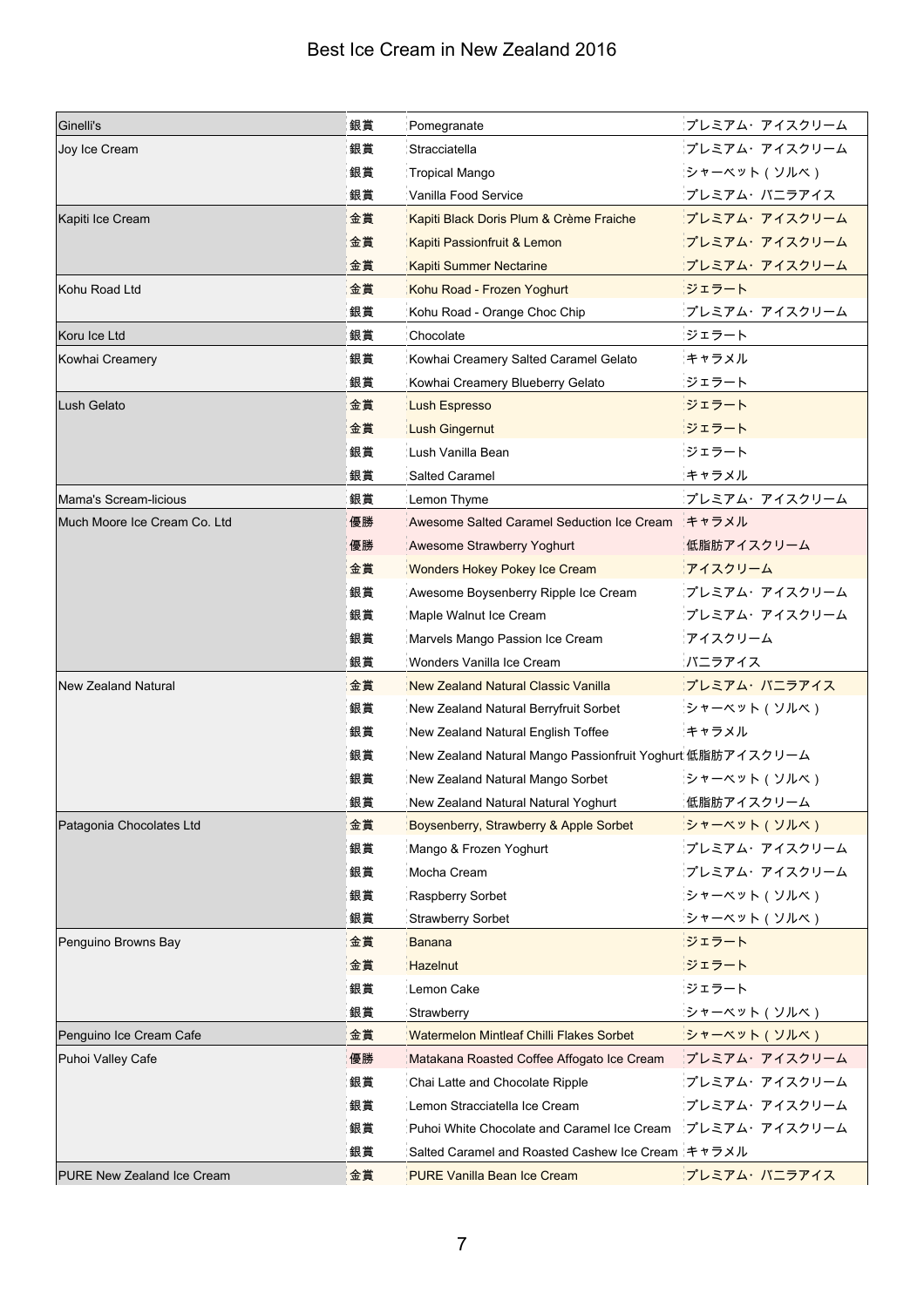# Best Ice Cream in New Zealand 2016

| | | | |
|---|---|---|---|
| Ginelli's | 銀賞 | Pomegranate | プレミアム･アイスクリーム |
| Joy Ice Cream | 銀賞 | Stracciatella | プレミアム･アイスクリーム |
| | 銀賞 | Tropical Mango | シャーベット（ソルベ） |
| | 銀賞 | Vanilla Food Service | プレミアム･バニラアイス |
| Kapiti Ice Cream | 金賞 | Kapiti Black Doris Plum & Crème Fraiche | プレミアム･アイスクリーム |
| | 金賞 | Kapiti Passionfruit & Lemon | プレミアム･アイスクリーム |
| | 金賞 | Kapiti Summer Nectarine | プレミアム･アイスクリーム |
| Kohu Road Ltd | 金賞 | Kohu Road - Frozen Yoghurt | ジェラート |
| | 銀賞 | Kohu Road - Orange Choc Chip | プレミアム･アイスクリーム |
| Koru Ice Ltd | 銀賞 | Chocolate | ジェラート |
| Kowhai Creamery | 銀賞 | Kowhai Creamery Salted Caramel Gelato | キャラメル |
| | 銀賞 | Kowhai Creamery Blueberry Gelato | ジェラート |
| Lush Gelato | 金賞 | Lush Espresso | ジェラート |
| | 金賞 | Lush Gingernut | ジェラート |
| | 銀賞 | Lush Vanilla Bean | ジェラート |
| | 銀賞 | Salted Caramel | キャラメル |
| Mama's Scream-licious | 銀賞 | Lemon Thyme | プレミアム･アイスクリーム |
| Much Moore Ice Cream Co. Ltd | 優勝 | Awesome Salted Caramel Seduction Ice Cream | キャラメル |
| | 優勝 | Awesome Strawberry Yoghurt | 低脂肪アイスクリーム |
| | 金賞 | Wonders Hokey Pokey Ice Cream | アイスクリーム |
| | 銀賞 | Awesome Boysenberry Ripple Ice Cream | プレミアム･アイスクリーム |
| | 銀賞 | Maple Walnut Ice Cream | プレミアム･アイスクリーム |
| | 銀賞 | Marvels Mango Passion Ice Cream | アイスクリーム |
| | 銀賞 | Wonders Vanilla Ice Cream | バニラアイス |
| New Zealand Natural | 金賞 | New Zealand Natural Classic Vanilla | プレミアム･バニラアイス |
| | 銀賞 | New Zealand Natural Berryfruit Sorbet | シャーベット（ソルベ） |
| | 銀賞 | New Zealand Natural English Toffee | キャラメル |
| | 銀賞 | New Zealand Natural Mango Passionfruit Yoghurt | 低脂肪アイスクリーム |
| | 銀賞 | New Zealand Natural Mango Sorbet | シャーベット（ソルベ） |
| | 銀賞 | New Zealand Natural Natural Yoghurt | 低脂肪アイスクリーム |
| Patagonia Chocolates Ltd | 金賞 | Boysenberry, Strawberry & Apple Sorbet | シャーベット（ソルベ） |
| | 銀賞 | Mango & Frozen Yoghurt | プレミアム･アイスクリーム |
| | 銀賞 | Mocha Cream | プレミアム･アイスクリーム |
| | 銀賞 | Raspberry Sorbet | シャーベット（ソルベ） |
| | 銀賞 | Strawberry Sorbet | シャーベット（ソルベ） |
| Penguino Browns Bay | 金賞 | Banana | ジェラート |
| | 金賞 | Hazelnut | ジェラート |
| | 銀賞 | Lemon Cake | ジェラート |
| | 銀賞 | Strawberry | シャーベット（ソルベ） |
| Penguino Ice Cream Cafe | 金賞 | Watermelon Mintleaf Chilli Flakes Sorbet | シャーベット（ソルベ） |
| Puhoi Valley Cafe | 優勝 | Matakana Roasted Coffee Affogato Ice Cream | プレミアム･アイスクリーム |
| | 銀賞 | Chai Latte and Chocolate Ripple | プレミアム･アイスクリーム |
| | 銀賞 | Lemon Stracciatella Ice Cream | プレミアム･アイスクリーム |
| | 銀賞 | Puhoi White Chocolate and Caramel Ice Cream | プレミアム･アイスクリーム |
| | 銀賞 | Salted Caramel and Roasted Cashew Ice Cream | キャラメル |
| PURE New Zealand Ice Cream | 金賞 | PURE Vanilla Bean Ice Cream | プレミアム･バニラアイス |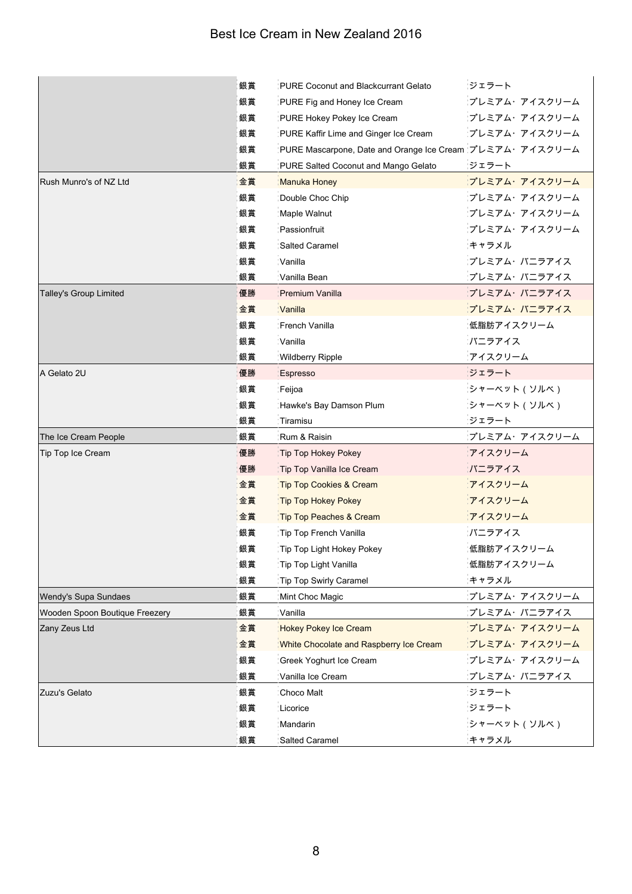# Best Ice Cream in New Zealand 2016

| | | | |
|---|---|---|---|
| | 銀賞 | PURE Coconut and Blackcurrant Gelato | ジェラート |
| | 銀賞 | PURE Fig and Honey Ice Cream | プレミアム・アイスクリーム |
| | 銀賞 | PURE Hokey Pokey Ice Cream | プレミアム・アイスクリーム |
| | 銀賞 | PURE Kaffir Lime and Ginger Ice Cream | プレミアム・アイスクリーム |
| | 銀賞 | PURE Mascarpone, Date and Orange Ice Cream | プレミアム・アイスクリーム |
| | 銀賞 | PURE Salted Coconut and Mango Gelato | ジェラート |
| Rush Munro's of NZ Ltd | 金賞 | Manuka Honey | プレミアム・アイスクリーム |
| | 銀賞 | Double Choc Chip | プレミアム・アイスクリーム |
| | 銀賞 | Maple Walnut | プレミアム・アイスクリーム |
| | 銀賞 | Passionfruit | プレミアム・アイスクリーム |
| | 銀賞 | Salted Caramel | キャラメル |
| | 銀賞 | Vanilla | プレミアム・バニラアイス |
| | 銀賞 | Vanilla Bean | プレミアム・バニラアイス |
| Talley's Group Limited | 優勝 | Premium Vanilla | プレミアム・バニラアイス |
| | 金賞 | Vanilla | プレミアム・バニラアイス |
| | 銀賞 | French Vanilla | 低脂肪アイスクリーム |
| | 銀賞 | Vanilla | バニラアイス |
| | 銀賞 | Wildberry Ripple | アイスクリーム |
| A Gelato 2U | 優勝 | Espresso | ジェラート |
| | 銀賞 | Feijoa | シャーベット（ソルベ） |
| | 銀賞 | Hawke's Bay Damson Plum | シャーベット（ソルベ） |
| | 銀賞 | Tiramisu | ジェラート |
| The Ice Cream People | 銀賞 | Rum & Raisin | プレミアム・アイスクリーム |
| Tip Top Ice Cream | 優勝 | Tip Top Hokey Pokey | アイスクリーム |
| | 優勝 | Tip Top Vanilla Ice Cream | バニラアイス |
| | 金賞 | Tip Top Cookies & Cream | アイスクリーム |
| | 金賞 | Tip Top Hokey Pokey | アイスクリーム |
| | 金賞 | Tip Top Peaches & Cream | アイスクリーム |
| | 銀賞 | Tip Top French Vanilla | バニラアイス |
| | 銀賞 | Tip Top Light Hokey Pokey | 低脂肪アイスクリーム |
| | 銀賞 | Tip Top Light Vanilla | 低脂肪アイスクリーム |
| | 銀賞 | Tip Top Swirly Caramel | キャラメル |
| Wendy's Supa Sundaes | 銀賞 | Mint Choc Magic | プレミアム・アイスクリーム |
| Wooden Spoon Boutique Freezery | 銀賞 | Vanilla | プレミアム・バニラアイス |
| Zany Zeus Ltd | 金賞 | Hokey Pokey Ice Cream | プレミアム・アイスクリーム |
| | 金賞 | White Chocolate and Raspberry Ice Cream | プレミアム・アイスクリーム |
| | 銀賞 | Greek Yoghurt Ice Cream | プレミアム・アイスクリーム |
| | 銀賞 | Vanilla Ice Cream | プレミアム・バニラアイス |
| Zuzu's Gelato | 銀賞 | Choco Malt | ジェラート |
| | 銀賞 | Licorice | ジェラート |
| | 銀賞 | Mandarin | シャーベット（ソルベ） |
| | 銀賞 | Salted Caramel | キャラメル |